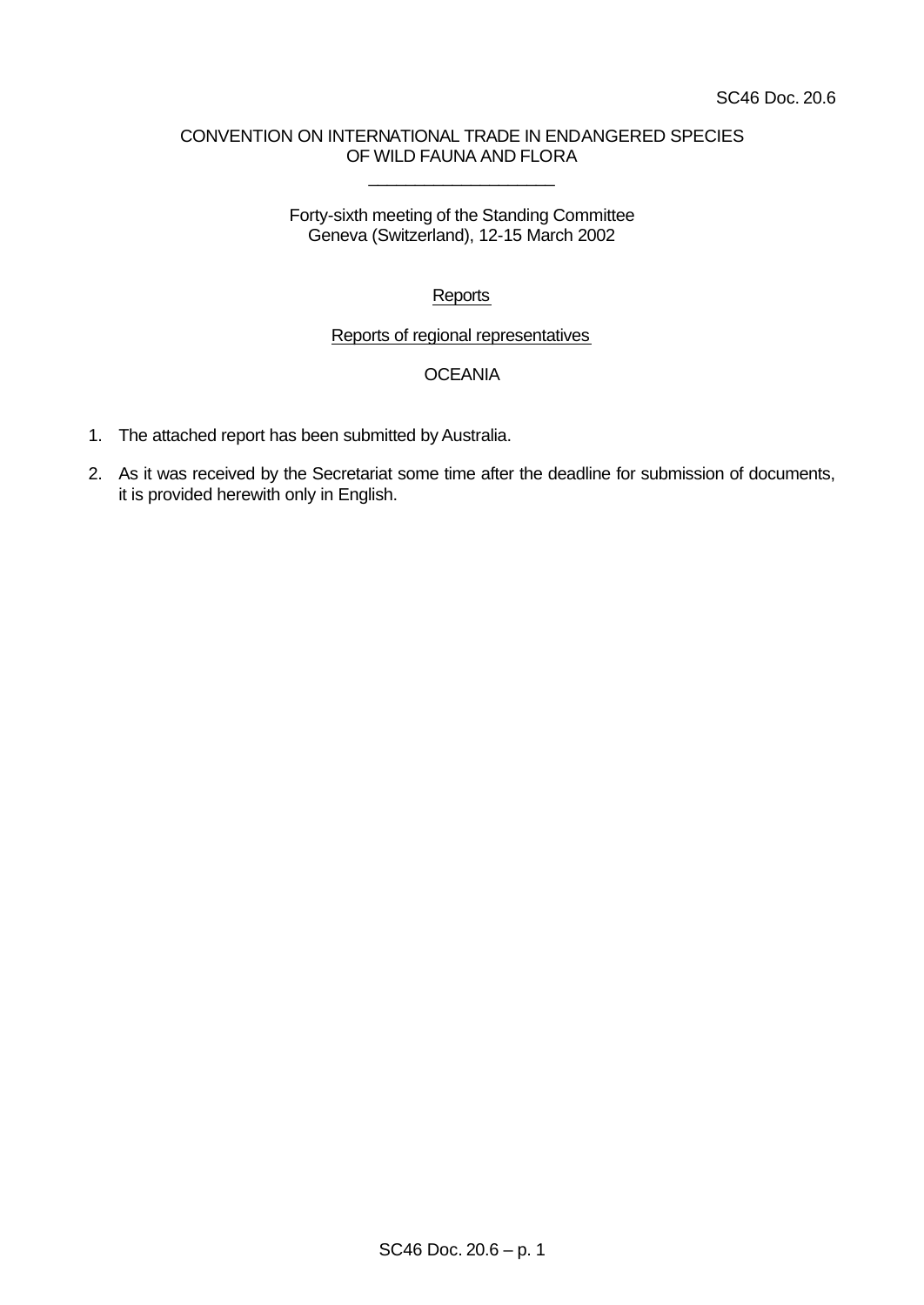SC46 Doc. 20.6

CONVENTION ON INTERNATIONAL TRADE IN ENDANGERED SPECIES
OF WILD FAUNA AND FLORA

\_\_\_\_\_\_\_\_\_\_\_\_\_\_\_\_\_\_\_\_

Forty-sixth meeting of the Standing Committee
Geneva (Switzerland), 12-15 March 2002

Reports

Reports of regional representatives

OCEANIA

1. The attached report has been submitted by Australia.

2. As it was received by the Secretariat some time after the deadline for submission of documents, it is provided herewith only in English.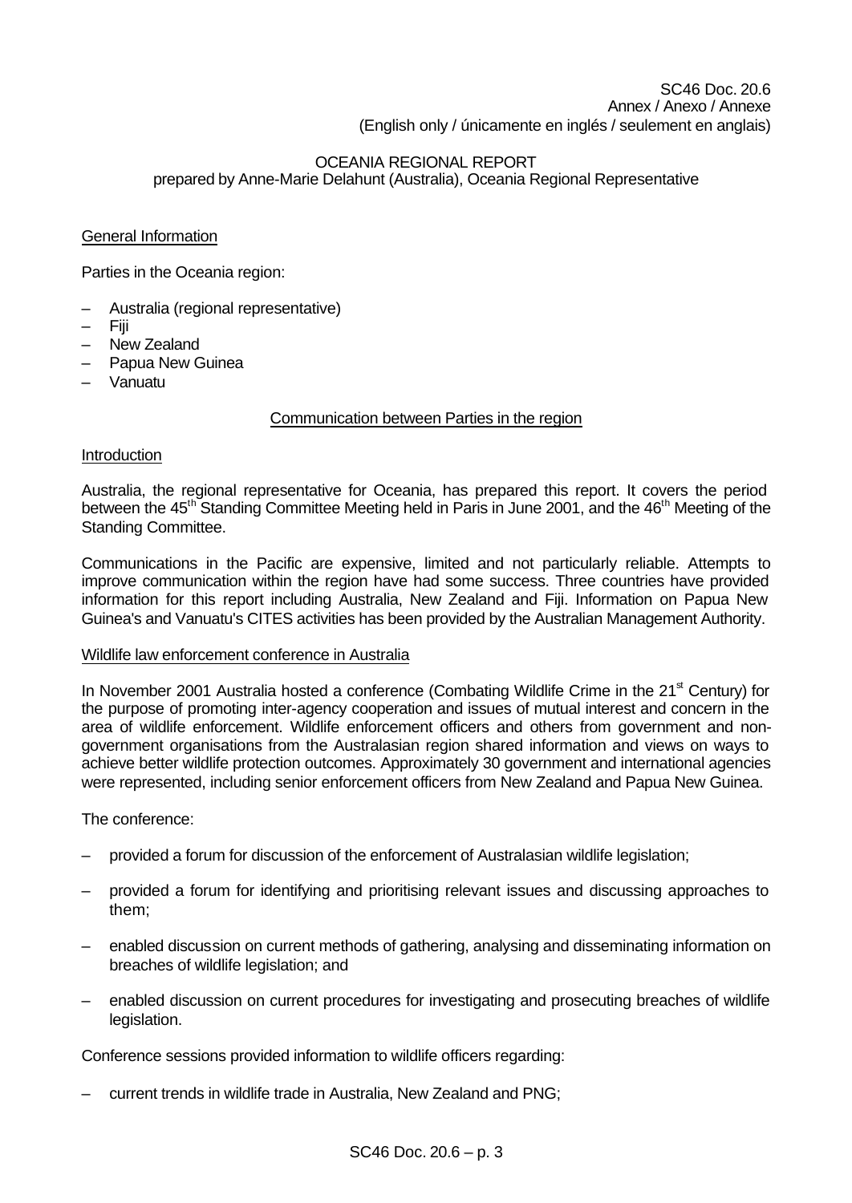SC46 Doc. 20.6
Annex / Anexo / Annexe
(English only / únicamente en inglés / seulement en anglais)

OCEANIA REGIONAL REPORT
prepared by Anne-Marie Delahunt (Australia), Oceania Regional Representative

## General Information

Parties in the Oceania region:

- Australia (regional representative)
- Fiji
- New Zealand
- Papua New Guinea
- Vanuatu

## Communication between Parties in the region

### Introduction

Australia, the regional representative for Oceania, has prepared this report. It covers the period between the 45th Standing Committee Meeting held in Paris in June 2001, and the 46th Meeting of the Standing Committee.

Communications in the Pacific are expensive, limited and not particularly reliable. Attempts to improve communication within the region have had some success. Three countries have provided information for this report including Australia, New Zealand and Fiji. Information on Papua New Guinea's and Vanuatu's CITES activities has been provided by the Australian Management Authority.

### Wildlife law enforcement conference in Australia

In November 2001 Australia hosted a conference (Combating Wildlife Crime in the 21st Century) for the purpose of promoting inter-agency cooperation and issues of mutual interest and concern in the area of wildlife enforcement. Wildlife enforcement officers and others from government and non-government organisations from the Australasian region shared information and views on ways to achieve better wildlife protection outcomes. Approximately 30 government and international agencies were represented, including senior enforcement officers from New Zealand and Papua New Guinea.

The conference:

- provided a forum for discussion of the enforcement of Australasian wildlife legislation;
- provided a forum for identifying and prioritising relevant issues and discussing approaches to them;
- enabled discussion on current methods of gathering, analysing and disseminating information on breaches of wildlife legislation; and
- enabled discussion on current procedures for investigating and prosecuting breaches of wildlife legislation.

Conference sessions provided information to wildlife officers regarding:

- current trends in wildlife trade in Australia, New Zealand and PNG;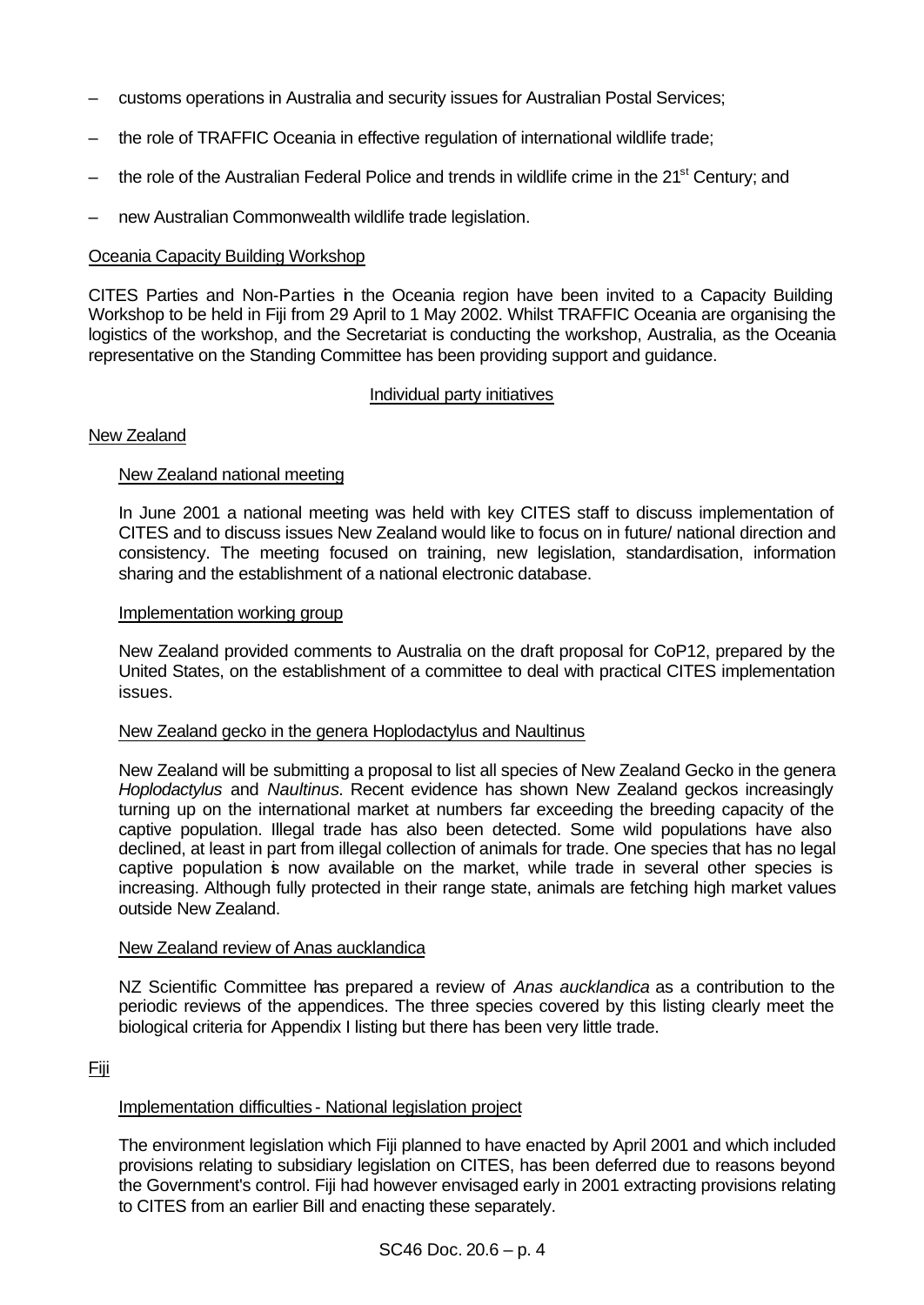– customs operations in Australia and security issues for Australian Postal Services;

– the role of TRAFFIC Oceania in effective regulation of international wildlife trade;

– the role of the Australian Federal Police and trends in wildlife crime in the 21st Century; and

– new Australian Commonwealth wildlife trade legislation.

Oceania Capacity Building Workshop

CITES Parties and Non-Parties in the Oceania region have been invited to a Capacity Building Workshop to be held in Fiji from 29 April to 1 May 2002. Whilst TRAFFIC Oceania are organising the logistics of the workshop, and the Secretariat is conducting the workshop, Australia, as the Oceania representative on the Standing Committee has been providing support and guidance.

Individual party initiatives

New Zealand

New Zealand national meeting

In June 2001 a national meeting was held with key CITES staff to discuss implementation of CITES and to discuss issues New Zealand would like to focus on in future/ national direction and consistency. The meeting focused on training, new legislation, standardisation, information sharing and the establishment of a national electronic database.

Implementation working group

New Zealand provided comments to Australia on the draft proposal for CoP12, prepared by the United States, on the establishment of a committee to deal with practical CITES implementation issues.

New Zealand gecko in the genera Hoplodactylus and Naultinus

New Zealand will be submitting a proposal to list all species of New Zealand Gecko in the genera *Hoplodactylus* and *Naultinus.* Recent evidence has shown New Zealand geckos increasingly turning up on the international market at numbers far exceeding the breeding capacity of the captive population. Illegal trade has also been detected. Some wild populations have also declined, at least in part from illegal collection of animals for trade. One species that has no legal captive population is now available on the market, while trade in several other species is increasing. Although fully protected in their range state, animals are fetching high market values outside New Zealand.

New Zealand review of Anas aucklandica

NZ Scientific Committee has prepared a review of *Anas aucklandica* as a contribution to the periodic reviews of the appendices. The three species covered by this listing clearly meet the biological criteria for Appendix I listing but there has been very little trade.

Fiji

Implementation difficulties - National legislation project

The environment legislation which Fiji planned to have enacted by April 2001 and which included provisions relating to subsidiary legislation on CITES, has been deferred due to reasons beyond the Government's control. Fiji had however envisaged early in 2001 extracting provisions relating to CITES from an earlier Bill and enacting these separately.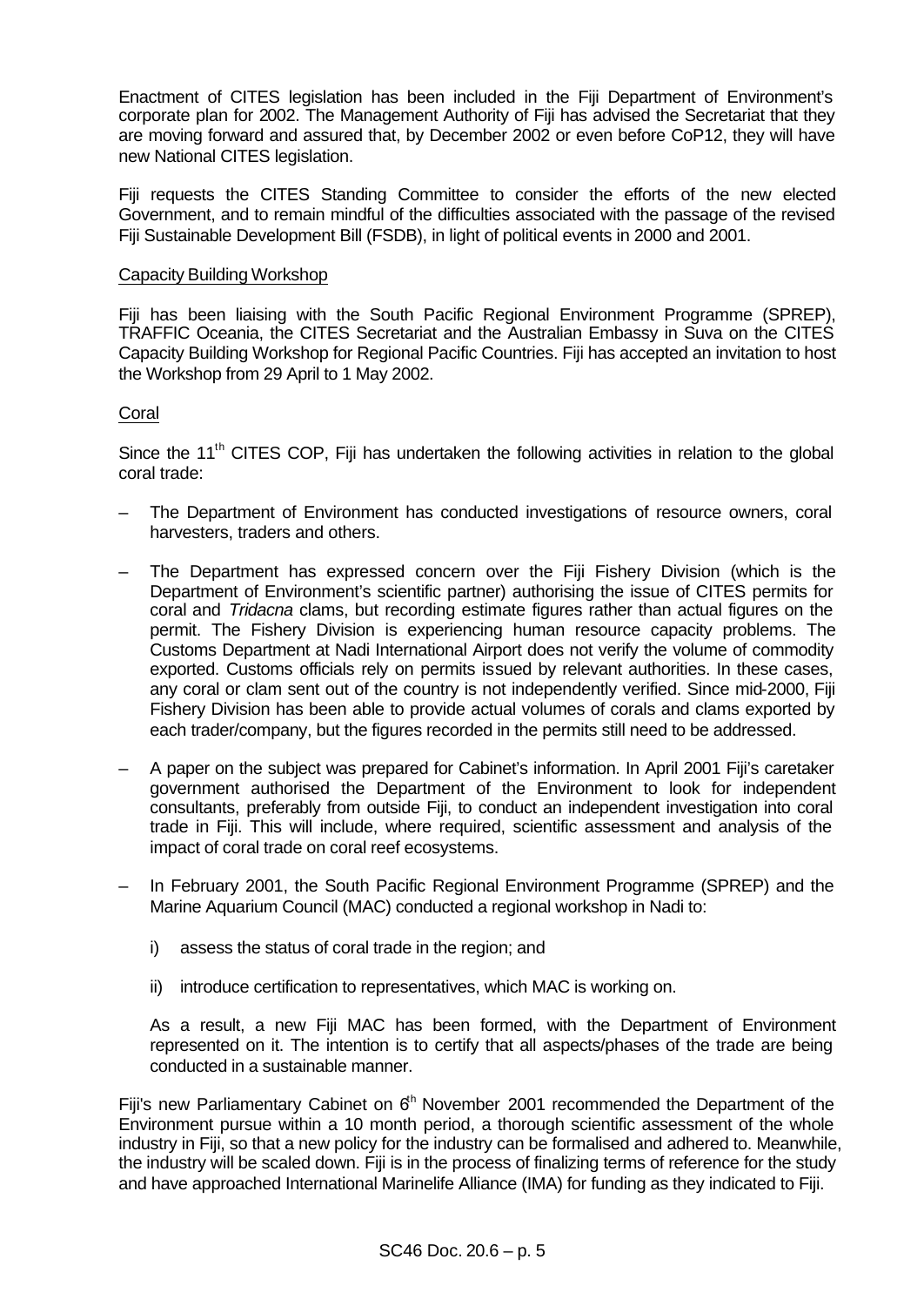Enactment of CITES legislation has been included in the Fiji Department of Environment's corporate plan for 2002. The Management Authority of Fiji has advised the Secretariat that they are moving forward and assured that, by December 2002 or even before CoP12, they will have new National CITES legislation.

Fiji requests the CITES Standing Committee to consider the efforts of the new elected Government, and to remain mindful of the difficulties associated with the passage of the revised Fiji Sustainable Development Bill (FSDB), in light of political events in 2000 and 2001.

Capacity Building Workshop

Fiji has been liaising with the South Pacific Regional Environment Programme (SPREP), TRAFFIC Oceania, the CITES Secretariat and the Australian Embassy in Suva on the CITES Capacity Building Workshop for Regional Pacific Countries. Fiji has accepted an invitation to host the Workshop from 29 April to 1 May 2002.

Coral

Since the 11th CITES COP, Fiji has undertaken the following activities in relation to the global coral trade:

– The Department of Environment has conducted investigations of resource owners, coral harvesters, traders and others.

– The Department has expressed concern over the Fiji Fishery Division (which is the Department of Environment's scientific partner) authorising the issue of CITES permits for coral and *Tridacna* clams, but recording estimate figures rather than actual figures on the permit. The Fishery Division is experiencing human resource capacity problems. The Customs Department at Nadi International Airport does not verify the volume of commodity exported. Customs officials rely on permits issued by relevant authorities. In these cases, any coral or clam sent out of the country is not independently verified. Since mid-2000, Fiji Fishery Division has been able to provide actual volumes of corals and clams exported by each trader/company, but the figures recorded in the permits still need to be addressed.

– A paper on the subject was prepared for Cabinet's information. In April 2001 Fiji's caretaker government authorised the Department of the Environment to look for independent consultants, preferably from outside Fiji, to conduct an independent investigation into coral trade in Fiji. This will include, where required, scientific assessment and analysis of the impact of coral trade on coral reef ecosystems.

– In February 2001, the South Pacific Regional Environment Programme (SPREP) and the Marine Aquarium Council (MAC) conducted a regional workshop in Nadi to:

  i) assess the status of coral trade in the region; and

  ii) introduce certification to representatives, which MAC is working on.

  As a result, a new Fiji MAC has been formed, with the Department of Environment represented on it. The intention is to certify that all aspects/phases of the trade are being conducted in a sustainable manner.

Fiji's new Parliamentary Cabinet on 6th November 2001 recommended the Department of the Environment pursue within a 10 month period, a thorough scientific assessment of the whole industry in Fiji, so that a new policy for the industry can be formalised and adhered to. Meanwhile, the industry will be scaled down. Fiji is in the process of finalizing terms of reference for the study and have approached International Marinelife Alliance (IMA) for funding as they indicated to Fiji.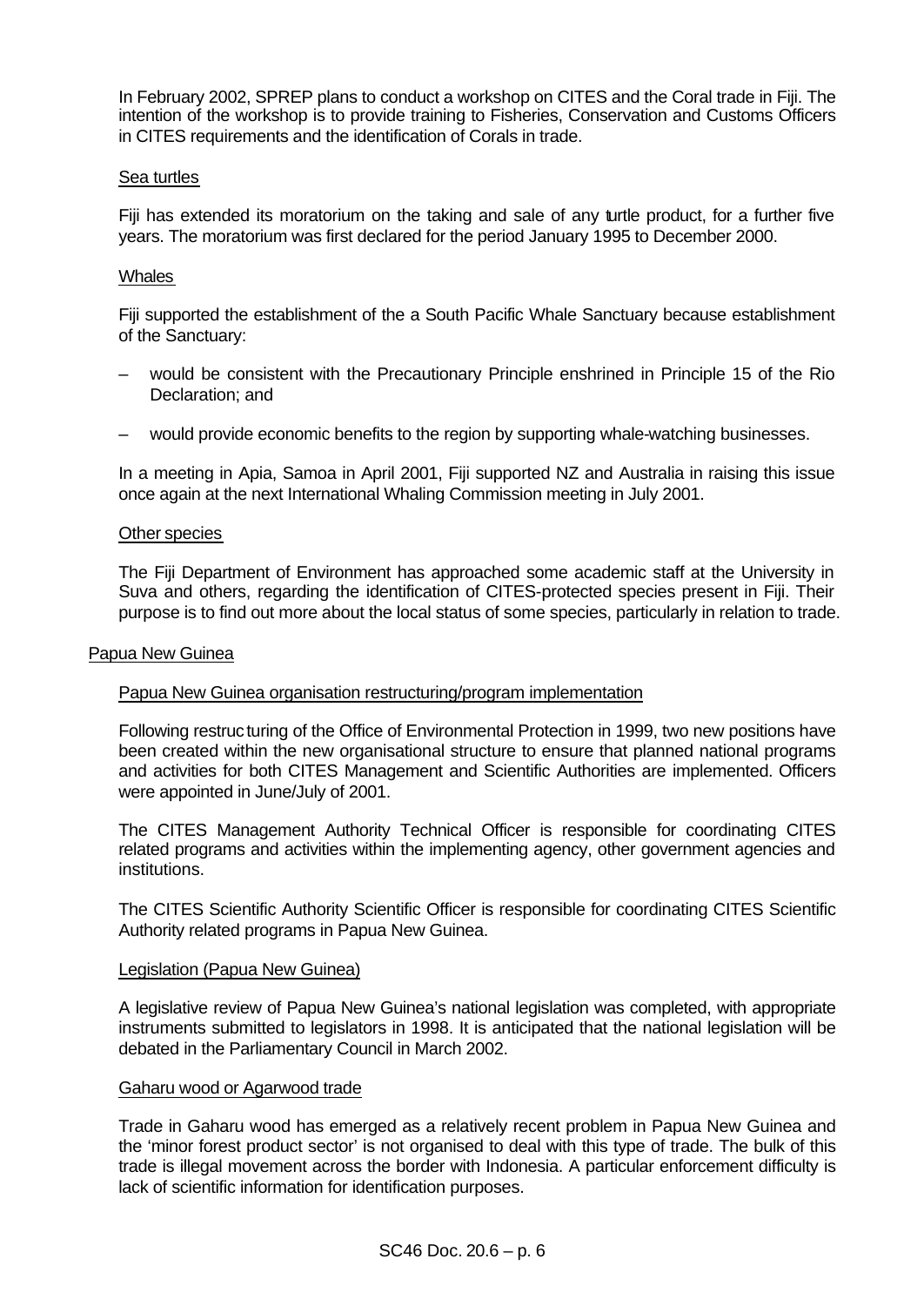In February 2002, SPREP plans to conduct a workshop on CITES and the Coral trade in Fiji. The intention of the workshop is to provide training to Fisheries, Conservation and Customs Officers in CITES requirements and the identification of Corals in trade.

#### Sea turtles

Fiji has extended its moratorium on the taking and sale of any turtle product, for a further five years. The moratorium was first declared for the period January 1995 to December 2000.

#### Whales

Fiji supported the establishment of the a South Pacific Whale Sanctuary because establishment of the Sanctuary:

– would be consistent with the Precautionary Principle enshrined in Principle 15 of the Rio Declaration; and

– would provide economic benefits to the region by supporting whale-watching businesses.

In a meeting in Apia, Samoa in April 2001, Fiji supported NZ and Australia in raising this issue once again at the next International Whaling Commission meeting in July 2001.

#### Other species

The Fiji Department of Environment has approached some academic staff at the University in Suva and others, regarding the identification of CITES-protected species present in Fiji. Their purpose is to find out more about the local status of some species, particularly in relation to trade.

### Papua New Guinea

#### Papua New Guinea organisation restructuring/program implementation

Following restructuring of the Office of Environmental Protection in 1999, two new positions have been created within the new organisational structure to ensure that planned national programs and activities for both CITES Management and Scientific Authorities are implemented. Officers were appointed in June/July of 2001.

The CITES Management Authority Technical Officer is responsible for coordinating CITES related programs and activities within the implementing agency, other government agencies and institutions.

The CITES Scientific Authority Scientific Officer is responsible for coordinating CITES Scientific Authority related programs in Papua New Guinea.

#### Legislation (Papua New Guinea)

A legislative review of Papua New Guinea's national legislation was completed, with appropriate instruments submitted to legislators in 1998. It is anticipated that the national legislation will be debated in the Parliamentary Council in March 2002.

#### Gaharu wood or Agarwood trade

Trade in Gaharu wood has emerged as a relatively recent problem in Papua New Guinea and the 'minor forest product sector' is not organised to deal with this type of trade. The bulk of this trade is illegal movement across the border with Indonesia. A particular enforcement difficulty is lack of scientific information for identification purposes.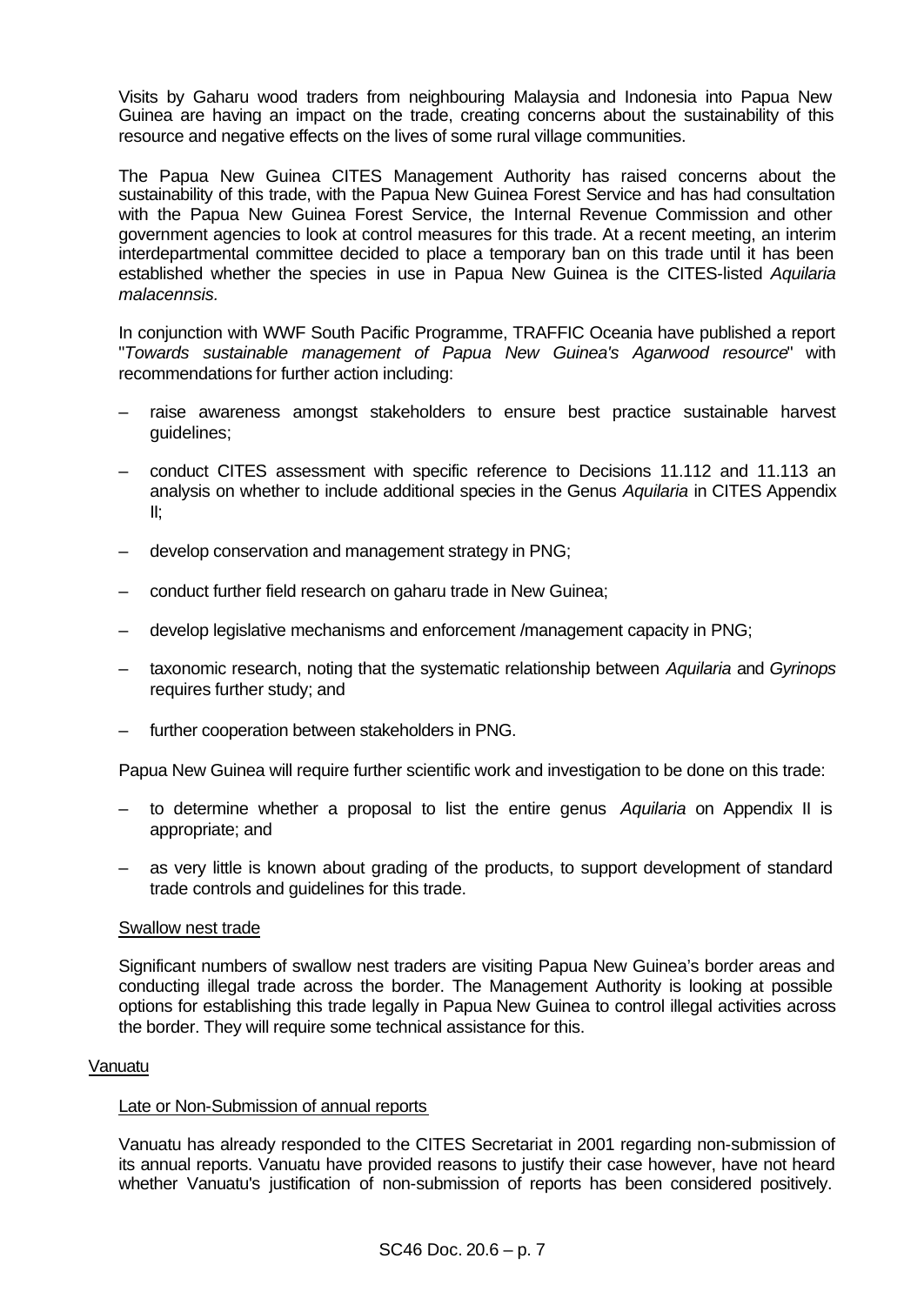Visits by Gaharu wood traders from neighbouring Malaysia and Indonesia into Papua New Guinea are having an impact on the trade, creating concerns about the sustainability of this resource and negative effects on the lives of some rural village communities.

The Papua New Guinea CITES Management Authority has raised concerns about the sustainability of this trade, with the Papua New Guinea Forest Service and has had consultation with the Papua New Guinea Forest Service, the Internal Revenue Commission and other government agencies to look at control measures for this trade. At a recent meeting, an interim interdepartmental committee decided to place a temporary ban on this trade until it has been established whether the species in use in Papua New Guinea is the CITES-listed *Aquilaria malacennsis.*

In conjunction with WWF South Pacific Programme, TRAFFIC Oceania have published a report "*Towards sustainable management of Papua New Guinea's Agarwood resource*" with recommendations for further action including:

– raise awareness amongst stakeholders to ensure best practice sustainable harvest guidelines;

– conduct CITES assessment with specific reference to Decisions 11.112 and 11.113 an analysis on whether to include additional species in the Genus *Aquilaria* in CITES Appendix II;

– develop conservation and management strategy in PNG;

– conduct further field research on gaharu trade in New Guinea;

– develop legislative mechanisms and enforcement /management capacity in PNG;

– taxonomic research, noting that the systematic relationship between *Aquilaria* and *Gyrinops* requires further study; and

– further cooperation between stakeholders in PNG.

Papua New Guinea will require further scientific work and investigation to be done on this trade:

– to determine whether a proposal to list the entire genus *Aquilaria* on Appendix II is appropriate; and

– as very little is known about grading of the products, to support development of standard trade controls and guidelines for this trade.

<u>Swallow nest trade</u>

Significant numbers of swallow nest traders are visiting Papua New Guinea's border areas and conducting illegal trade across the border. The Management Authority is looking at possible options for establishing this trade legally in Papua New Guinea to control illegal activities across the border. They will require some technical assistance for this.

<u>Vanuatu</u>

<u>Late or Non-Submission of annual reports</u>

Vanuatu has already responded to the CITES Secretariat in 2001 regarding non-submission of its annual reports. Vanuatu have provided reasons to justify their case however, have not heard whether Vanuatu's justification of non-submission of reports has been considered positively.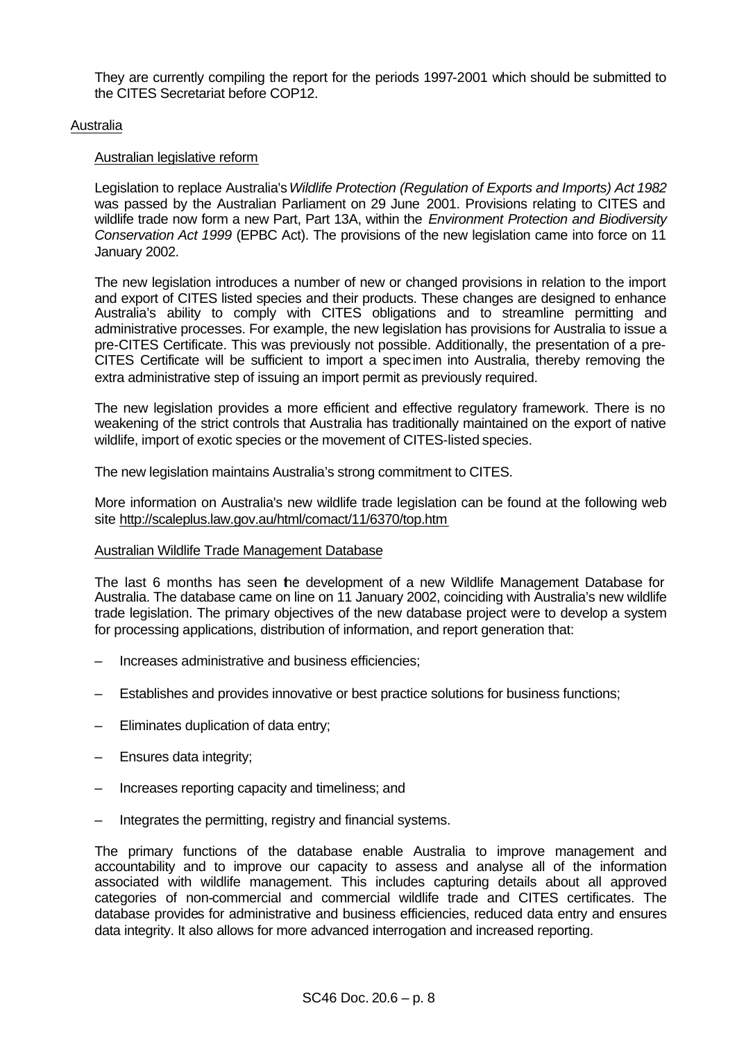They are currently compiling the report for the periods 1997-2001 which should be submitted to the CITES Secretariat before COP12.

## Australia

### Australian legislative reform

Legislation to replace Australia's *Wildlife Protection (Regulation of Exports and Imports) Act 1982* was passed by the Australian Parliament on 29 June 2001. Provisions relating to CITES and wildlife trade now form a new Part, Part 13A, within the *Environment Protection and Biodiversity Conservation Act 1999* (EPBC Act). The provisions of the new legislation came into force on 11 January 2002.

The new legislation introduces a number of new or changed provisions in relation to the import and export of CITES listed species and their products. These changes are designed to enhance Australia's ability to comply with CITES obligations and to streamline permitting and administrative processes. For example, the new legislation has provisions for Australia to issue a pre-CITES Certificate. This was previously not possible. Additionally, the presentation of a pre-CITES Certificate will be sufficient to import a specimen into Australia, thereby removing the extra administrative step of issuing an import permit as previously required.

The new legislation provides a more efficient and effective regulatory framework. There is no weakening of the strict controls that Australia has traditionally maintained on the export of native wildlife, import of exotic species or the movement of CITES-listed species.

The new legislation maintains Australia's strong commitment to CITES.

More information on Australia's new wildlife trade legislation can be found at the following web site http://scaleplus.law.gov.au/html/comact/11/6370/top.htm

### Australian Wildlife Trade Management Database

The last 6 months has seen the development of a new Wildlife Management Database for Australia. The database came on line on 11 January 2002, coinciding with Australia's new wildlife trade legislation. The primary objectives of the new database project were to develop a system for processing applications, distribution of information, and report generation that:

– Increases administrative and business efficiencies;

– Establishes and provides innovative or best practice solutions for business functions;

– Eliminates duplication of data entry;

– Ensures data integrity;

– Increases reporting capacity and timeliness; and

– Integrates the permitting, registry and financial systems.

The primary functions of the database enable Australia to improve management and accountability and to improve our capacity to assess and analyse all of the information associated with wildlife management. This includes capturing details about all approved categories of non-commercial and commercial wildlife trade and CITES certificates. The database provides for administrative and business efficiencies, reduced data entry and ensures data integrity. It also allows for more advanced interrogation and increased reporting.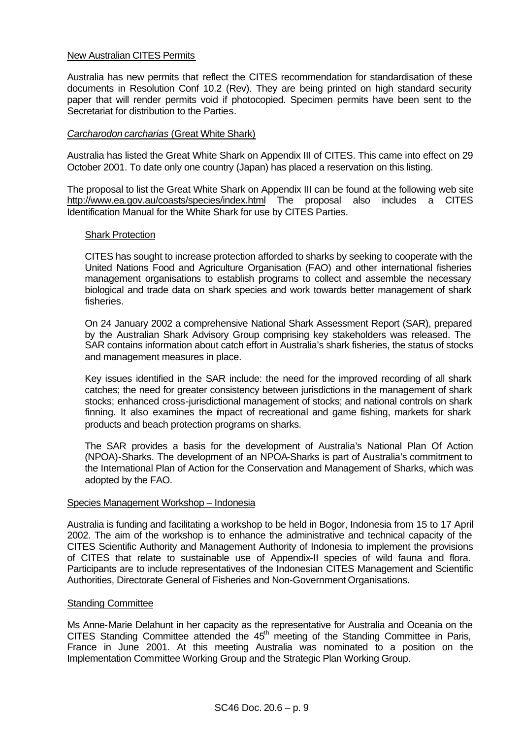## New Australian CITES Permits

Australia has new permits that reflect the CITES recommendation for standardisation of these documents in Resolution Conf 10.2 (Rev). They are being printed on high standard security paper that will render permits void if photocopied. Specimen permits have been sent to the Secretariat for distribution to the Parties.

## *Carcharodon carcharias* (Great White Shark)

Australia has listed the Great White Shark on Appendix III of CITES. This came into effect on 29 October 2001. To date only one country (Japan) has placed a reservation on this listing.

The proposal to list the Great White Shark on Appendix III can be found at the following web site http://www.ea.gov.au/coasts/species/index.html The proposal also includes a CITES Identification Manual for the White Shark for use by CITES Parties.

### Shark Protection

CITES has sought to increase protection afforded to sharks by seeking to cooperate with the United Nations Food and Agriculture Organisation (FAO) and other international fisheries management organisations to establish programs to collect and assemble the necessary biological and trade data on shark species and work towards better management of shark fisheries.

On 24 January 2002 a comprehensive National Shark Assessment Report (SAR), prepared by the Australian Shark Advisory Group comprising key stakeholders was released. The SAR contains information about catch effort in Australia's shark fisheries, the status of stocks and management measures in place.

Key issues identified in the SAR include: the need for the improved recording of all shark catches; the need for greater consistency between jurisdictions in the management of shark stocks; enhanced cross-jurisdictional management of stocks; and national controls on shark finning. It also examines the impact of recreational and game fishing, markets for shark products and beach protection programs on sharks.

The SAR provides a basis for the development of Australia's National Plan Of Action (NPOA)-Sharks. The development of an NPOA-Sharks is part of Australia's commitment to the International Plan of Action for the Conservation and Management of Sharks, which was adopted by the FAO.

## Species Management Workshop – Indonesia

Australia is funding and facilitating a workshop to be held in Bogor, Indonesia from 15 to 17 April 2002. The aim of the workshop is to enhance the administrative and technical capacity of the CITES Scientific Authority and Management Authority of Indonesia to implement the provisions of CITES that relate to sustainable use of Appendix-II species of wild fauna and flora. Participants are to include representatives of the Indonesian CITES Management and Scientific Authorities, Directorate General of Fisheries and Non-Government Organisations.

## Standing Committee

Ms Anne-Marie Delahunt in her capacity as the representative for Australia and Oceania on the CITES Standing Committee attended the 45th meeting of the Standing Committee in Paris, France in June 2001. At this meeting Australia was nominated to a position on the Implementation Committee Working Group and the Strategic Plan Working Group.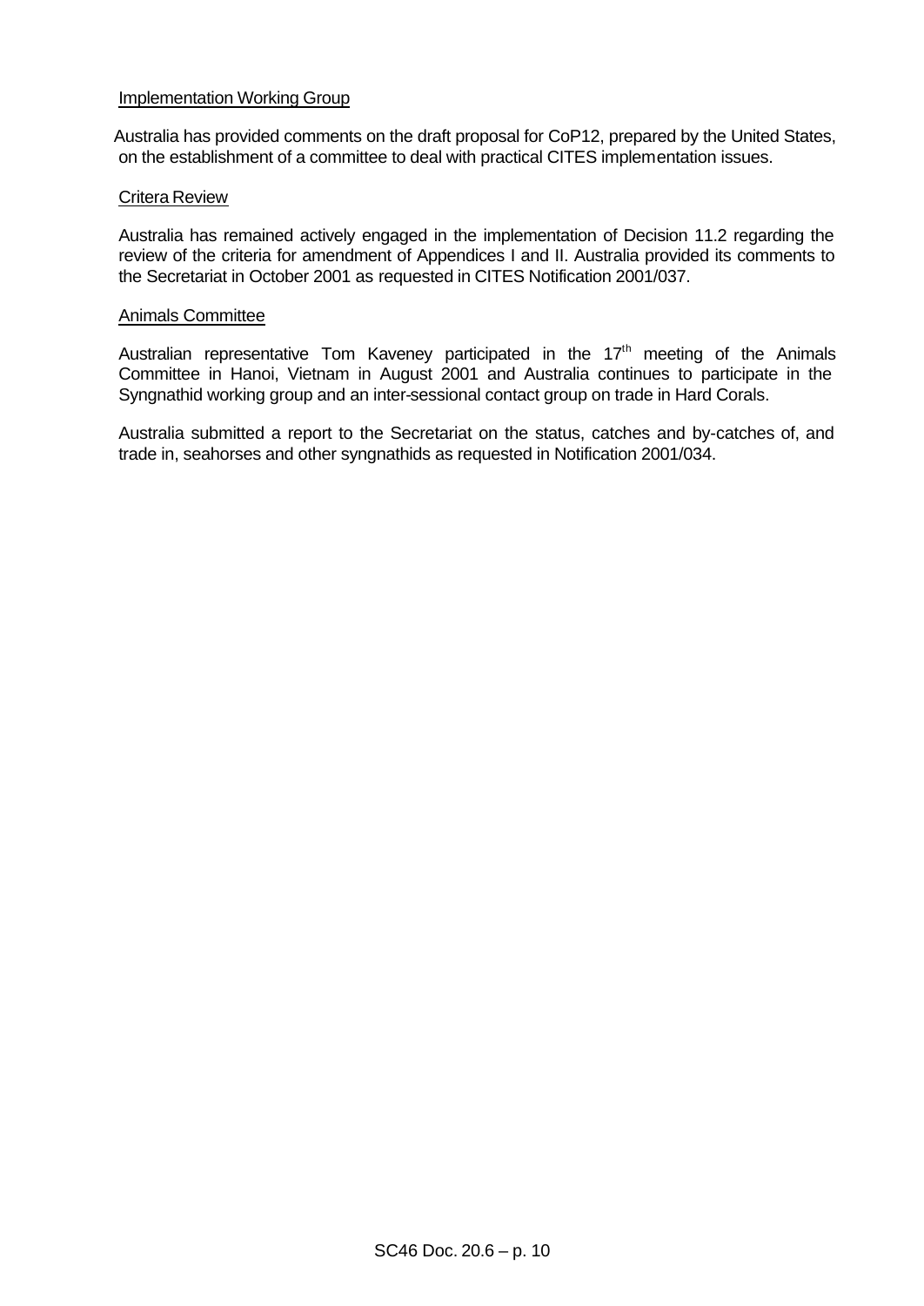Implementation Working Group

Australia has provided comments on the draft proposal for CoP12, prepared by the United States, on the establishment of a committee to deal with practical CITES implementation issues.

Critera Review

Australia has remained actively engaged in the implementation of Decision 11.2 regarding the review of the criteria for amendment of Appendices I and II. Australia provided its comments to the Secretariat in October 2001 as requested in CITES Notification 2001/037.

Animals Committee

Australian representative Tom Kaveney participated in the 17th meeting of the Animals Committee in Hanoi, Vietnam in August 2001 and Australia continues to participate in the Syngnathid working group and an inter-sessional contact group on trade in Hard Corals.

Australia submitted a report to the Secretariat on the status, catches and by-catches of, and trade in, seahorses and other syngnathids as requested in Notification 2001/034.